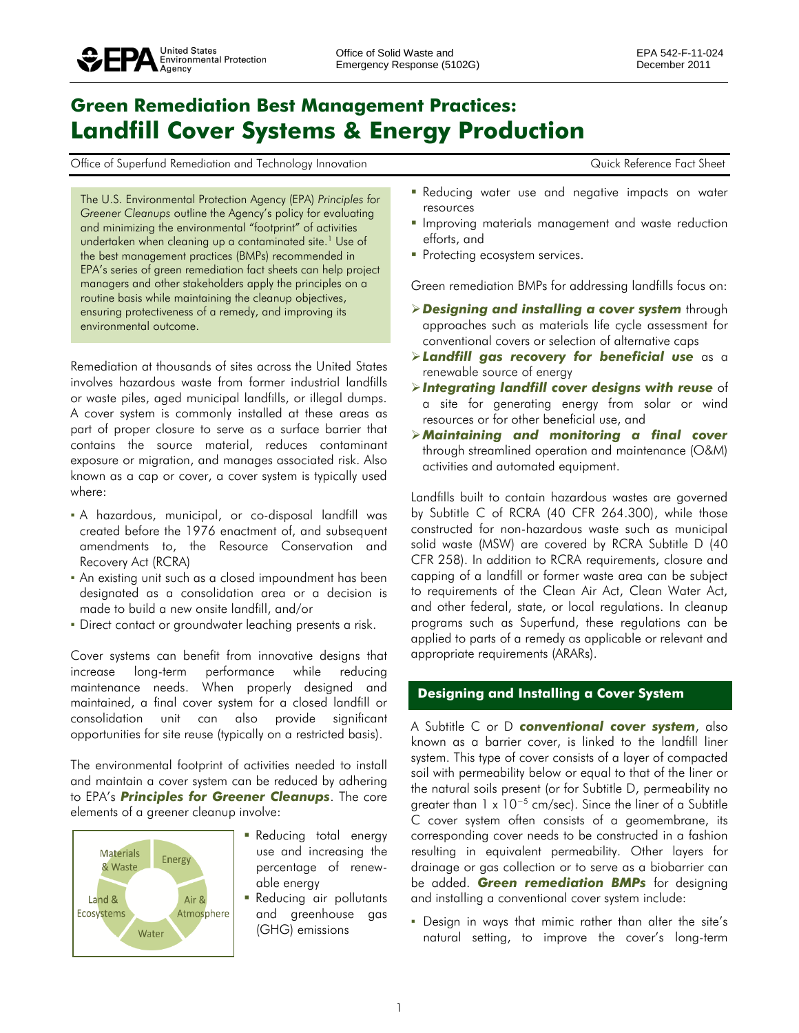United States Environmental Protection Agency

Office of Solid Waste and Emergency Response (5102G)

EPA 542-F-11-024
December 2011

# Green Remediation Best Management Practices: Landfill Cover Systems & Energy Production

Office of Superfund Remediation and Technology Innovation — Quick Reference Fact Sheet

The U.S. Environmental Protection Agency (EPA) *Principles for Greener Cleanups* outline the Agency's policy for evaluating and minimizing the environmental "footprint" of activities undertaken when cleaning up a contaminated site.[1] Use of the best management practices (BMPs) recommended in EPA's series of green remediation fact sheets can help project managers and other stakeholders apply the principles on a routine basis while maintaining the cleanup objectives, ensuring protectiveness of a remedy, and improving its environmental outcome.

Remediation at thousands of sites across the United States involves hazardous waste from former industrial landfills or waste piles, aged municipal landfills, or illegal dumps. A cover system is commonly installed at these areas as part of proper closure to serve as a surface barrier that contains the source material, reduces contaminant exposure or migration, and manages associated risk. Also known as a cap or cover, a cover system is typically used where:

- A hazardous, municipal, or co-disposal landfill was created before the 1976 enactment of, and subsequent amendments to, the Resource Conservation and Recovery Act (RCRA)
- An existing unit such as a closed impoundment has been designated as a consolidation area or a decision is made to build a new onsite landfill, and/or
- Direct contact or groundwater leaching presents a risk.

Cover systems can benefit from innovative designs that increase long-term performance while reducing maintenance needs. When properly designed and maintained, a final cover system for a closed landfill or consolidation unit can also provide significant opportunities for site reuse (typically on a restricted basis).

The environmental footprint of activities needed to install and maintain a cover system can be reduced by adhering to EPA's ***Principles for Greener Cleanups***. The core elements of a greener cleanup involve:

Materials & Waste | Energy | Air & Atmosphere | Water | Land & Ecosystems

- Reducing total energy use and increasing the percentage of renewable energy
- Reducing air pollutants and greenhouse gas (GHG) emissions
- Reducing water use and negative impacts on water resources
- Improving materials management and waste reduction efforts, and
- Protecting ecosystem services.

Green remediation BMPs for addressing landfills focus on:

- ***Designing and installing a cover system*** through approaches such as materials life cycle assessment for conventional covers or selection of alternative caps
- ***Landfill gas recovery for beneficial use*** as a renewable source of energy
- ***Integrating landfill cover designs with reuse*** of a site for generating energy from solar or wind resources or for other beneficial use, and
- ***Maintaining and monitoring a final cover*** through streamlined operation and maintenance (O&M) activities and automated equipment.

Landfills built to contain hazardous wastes are governed by Subtitle C of RCRA (40 CFR 264.300), while those constructed for non-hazardous waste such as municipal solid waste (MSW) are covered by RCRA Subtitle D (40 CFR 258). In addition to RCRA requirements, closure and capping of a landfill or former waste area can be subject to requirements of the Clean Air Act, Clean Water Act, and other federal, state, or local regulations. In cleanup programs such as Superfund, these regulations can be applied to parts of a remedy as applicable or relevant and appropriate requirements (ARARs).

## Designing and Installing a Cover System

A Subtitle C or D ***conventional cover system***, also known as a barrier cover, is linked to the landfill liner system. This type of cover consists of a layer of compacted soil with permeability below or equal to that of the liner or the natural soils present (or for Subtitle D, permeability no greater than $1 \times 10^{-5}$ cm/sec). Since the liner of a Subtitle C cover system often consists of a geomembrane, its corresponding cover needs to be constructed in a fashion resulting in equivalent permeability. Other layers for drainage or gas collection or to serve as a biobarrier can be added. ***Green remediation BMPs*** for designing and installing a conventional cover system include:

- Design in ways that mimic rather than alter the site's natural setting, to improve the cover's long-term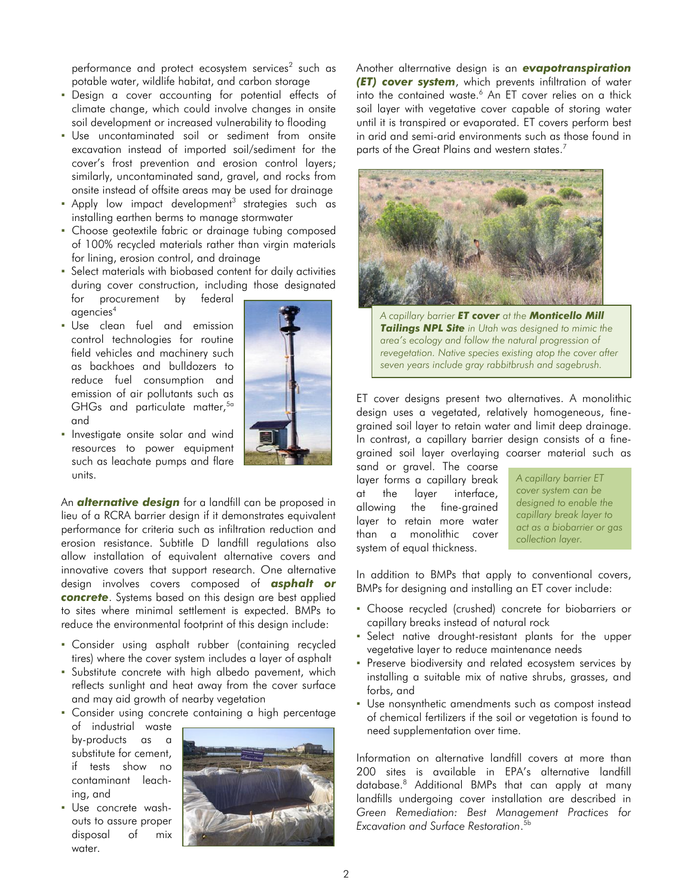performance and protect ecosystem services[2] such as potable water, wildlife habitat, and carbon storage

- Design a cover accounting for potential effects of climate change, which could involve changes in onsite soil development or increased vulnerability to flooding
- Use uncontaminated soil or sediment from onsite excavation instead of imported soil/sediment for the cover's frost prevention and erosion control layers; similarly, uncontaminated sand, gravel, and rocks from onsite instead of offsite areas may be used for drainage
- Apply low impact development[3] strategies such as installing earthen berms to manage stormwater
- Choose geotextile fabric or drainage tubing composed of 100% recycled materials rather than virgin materials for lining, erosion control, and drainage
- Select materials with biobased content for daily activities during cover construction, including those designated for procurement by federal agencies[4]
- Use clean fuel and emission control technologies for routine field vehicles and machinery such as backhoes and bulldozers to reduce fuel consumption and emission of air pollutants such as GHGs and particulate matter,[5a] and
- Investigate onsite solar and wind resources to power equipment such as leachate pumps and flare units.

An ***alternative design*** for a landfill can be proposed in lieu of a RCRA barrier design if it demonstrates equivalent performance for criteria such as infiltration reduction and erosion resistance. Subtitle D landfill regulations also allow installation of equivalent alternative covers and innovative covers that support research. One alternative design involves covers composed of ***asphalt or concrete***. Systems based on this design are best applied to sites where minimal settlement is expected. BMPs to reduce the environmental footprint of this design include:

- Consider using asphalt rubber (containing recycled tires) where the cover system includes a layer of asphalt
- Substitute concrete with high albedo pavement, which reflects sunlight and heat away from the cover surface and may aid growth of nearby vegetation
- Consider using concrete containing a high percentage of industrial waste by-products as a substitute for cement, if tests show no contaminant leaching, and
- Use concrete washouts to assure proper disposal of mix water.

Another alterrnative design is an ***evapotranspiration (ET) cover system***, which prevents infiltration of water into the contained waste.[6] An ET cover relies on a thick soil layer with vegetative cover capable of storing water until it is transpired or evaporated. ET covers perform best in arid and semi-arid environments such as those found in parts of the Great Plains and western states.[7]

*A capillary barrier **ET cover** at the **Monticello Mill Tailings NPL Site** in Utah was designed to mimic the area's ecology and follow the natural progression of revegetation. Native species existing atop the cover after seven years include gray rabbitbrush and sagebrush.*

ET cover designs present two alternatives. A monolithic design uses a vegetated, relatively homogeneous, fine-grained soil layer to retain water and limit deep drainage. In contrast, a capillary barrier design consists of a fine-grained soil layer overlaying coarser material such as sand or gravel. The coarse layer forms a capillary break at the layer interface, allowing the fine-grained layer to retain more water than a monolithic cover system of equal thickness.

*A capillary barrier ET cover system can be designed to enable the capillary break layer to act as a biobarrier or gas collection layer.*

In addition to BMPs that apply to conventional covers, BMPs for designing and installing an ET cover include:

- Choose recycled (crushed) concrete for biobarriers or capillary breaks instead of natural rock
- Select native drought-resistant plants for the upper vegetative layer to reduce maintenance needs
- Preserve biodiversity and related ecosystem services by installing a suitable mix of native shrubs, grasses, and forbs, and
- Use nonsynthetic amendments such as compost instead of chemical fertilizers if the soil or vegetation is found to need supplementation over time.

Information on alternative landfill covers at more than 200 sites is available in EPA's alternative landfill database.[8] Additional BMPs that can apply at many landfills undergoing cover installation are described in *Green Remediation: Best Management Practices for Excavation and Surface Restoration*.[5b]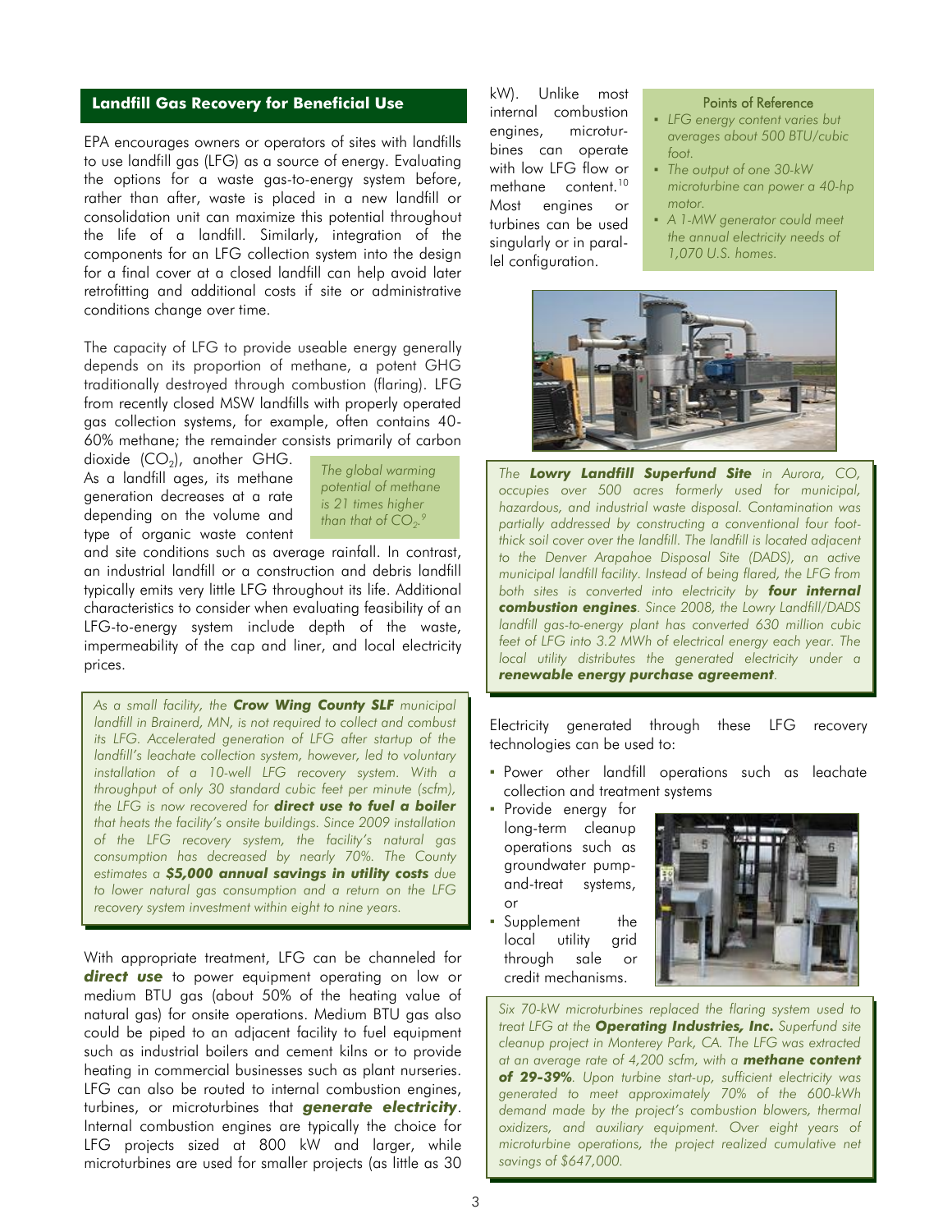## Landfill Gas Recovery for Beneficial Use

EPA encourages owners or operators of sites with landfills to use landfill gas (LFG) as a source of energy. Evaluating the options for a waste gas-to-energy system before, rather than after, waste is placed in a new landfill or consolidation unit can maximize this potential throughout the life of a landfill. Similarly, integration of the components for an LFG collection system into the design for a final cover at a closed landfill can help avoid later retrofitting and additional costs if site or administrative conditions change over time.

The capacity of LFG to provide useable energy generally depends on its proportion of methane, a potent GHG traditionally destroyed through combustion (flaring). LFG from recently closed MSW landfills with properly operated gas collection systems, for example, often contains 40-60% methane; the remainder consists primarily of carbon dioxide ($CO_2$), another GHG. As a landfill ages, its methane generation decreases at a rate depending on the volume and type of organic waste content and site conditions such as average rainfall. In contrast, an industrial landfill or a construction and debris landfill typically emits very little LFG throughout its life. Additional characteristics to consider when evaluating feasibility of an LFG-to-energy system include depth of the waste, impermeability of the cap and liner, and local electricity prices.

*The global warming potential of methane is 21 times higher than that of $CO_2$.*[9]

*As a small facility, the **Crow Wing County SLF** municipal landfill in Brainerd, MN, is not required to collect and combust its LFG. Accelerated generation of LFG after startup of the landfill's leachate collection system, however, led to voluntary installation of a 10-well LFG recovery system. With a throughput of only 30 standard cubic feet per minute (scfm), the LFG is now recovered for **direct use to fuel a boiler** that heats the facility's onsite buildings. Since 2009 installation of the LFG recovery system, the facility's natural gas consumption has decreased by nearly 70%. The County estimates a **$5,000 annual savings in utility costs** due to lower natural gas consumption and a return on the LFG recovery system investment within eight to nine years.*

With appropriate treatment, LFG can be channeled for ***direct use*** to power equipment operating on low or medium BTU gas (about 50% of the heating value of natural gas) for onsite operations. Medium BTU gas also could be piped to an adjacent facility to fuel equipment such as industrial boilers and cement kilns or to provide heating in commercial businesses such as plant nurseries. LFG can also be routed to internal combustion engines, turbines, or microturbines that ***generate electricity***. Internal combustion engines are typically the choice for LFG projects sized at 800 kW and larger, while microturbines are used for smaller projects (as little as 30 kW). Unlike most internal combustion engines, microturbines can operate with low LFG flow or methane content.[10] Most engines or turbines can be used singularly or in parallel configuration.

**Points of Reference**

- *LFG energy content varies but averages about 500 BTU/cubic foot.*
- *The output of one 30-kW microturbine can power a 40-hp motor.*
- *A 1-MW generator could meet the annual electricity needs of 1,070 U.S. homes.*

*The **Lowry Landfill Superfund Site** in Aurora, CO, occupies over 500 acres formerly used for municipal, hazardous, and industrial waste disposal. Contamination was partially addressed by constructing a conventional four foot-thick soil cover over the landfill. The landfill is located adjacent to the Denver Arapahoe Disposal Site (DADS), an active municipal landfill facility. Instead of being flared, the LFG from both sites is converted into electricity by **four internal combustion engines**. Since 2008, the Lowry Landfill/DADS landfill gas-to-energy plant has converted 630 million cubic feet of LFG into 3.2 MWh of electrical energy each year. The local utility distributes the generated electricity under a **renewable energy purchase agreement**.*

Electricity generated through these LFG recovery technologies can be used to:

- Power other landfill operations such as leachate collection and treatment systems
- Provide energy for long-term cleanup operations such as groundwater pump-and-treat systems, or
- Supplement the local utility grid through sale or credit mechanisms.

*Six 70-kW microturbines replaced the flaring system used to treat LFG at the **Operating Industries, Inc.** Superfund site cleanup project in Monterey Park, CA. The LFG was extracted at an average rate of 4,200 scfm, with a **methane content of 29-39%**. Upon turbine start-up, sufficient electricity was generated to meet approximately 70% of the 600-kWh demand made by the project's combustion blowers, thermal oxidizers, and auxiliary equipment. Over eight years of microturbine operations, the project realized cumulative net savings of $647,000.*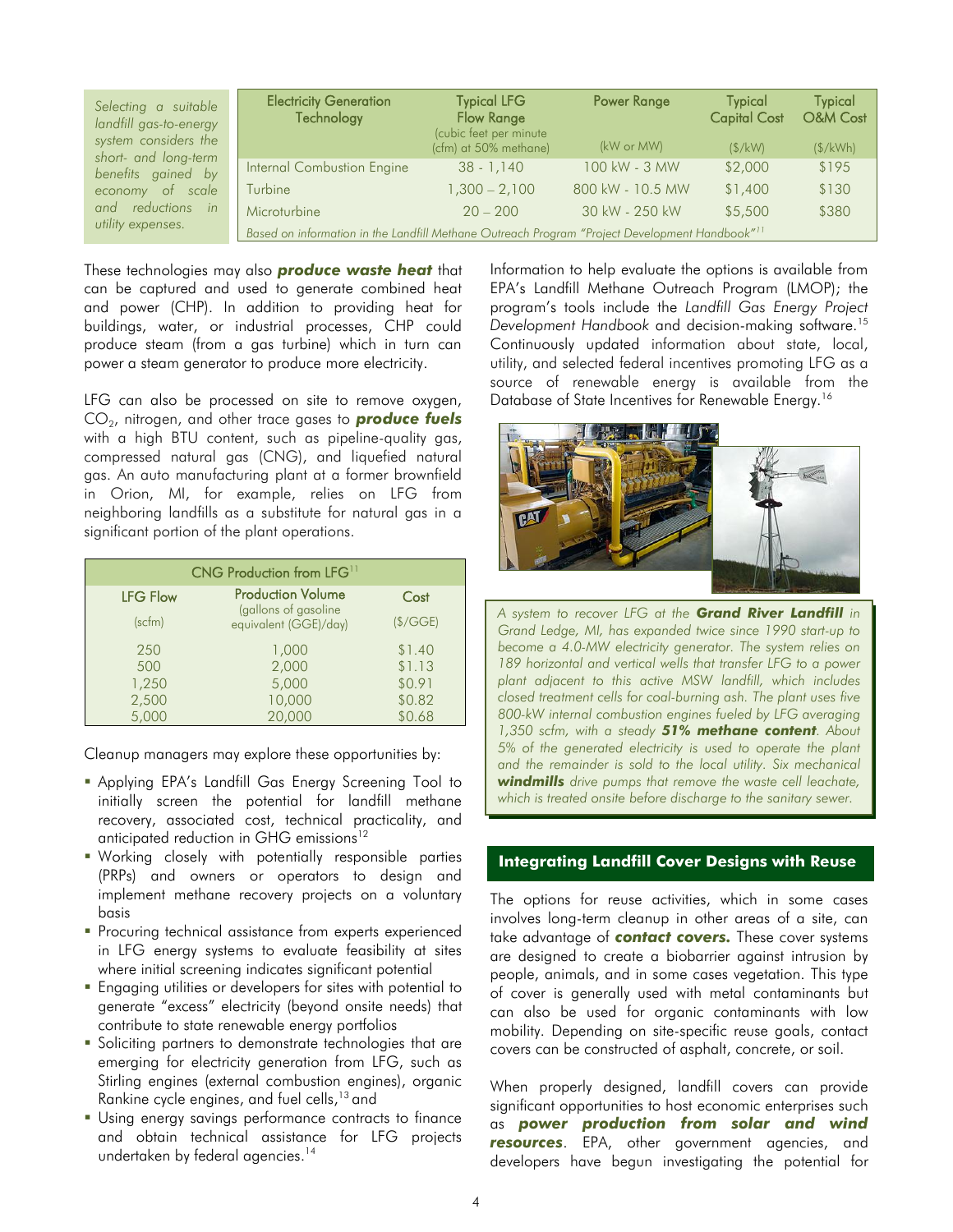*Selecting a suitable landfill gas-to-energy system considers the short- and long-term benefits gained by economy of scale and reductions in utility expenses.*

| Electricity Generation Technology | Typical LFG Flow Range (cubic feet per minute (cfm) at 50% methane) | Power Range (kW or MW) | Typical Capital Cost ($/kW) | Typical O&M Cost ($/kWh) |
|---|---|---|---|---|
| Internal Combustion Engine | 38 - 1,140 | 100 kW - 3 MW | $2,000 | $195 |
| Turbine | 1,300 – 2,100 | 800 kW - 10.5 MW | $1,400 | $130 |
| Microturbine | 20 – 200 | 30 kW - 250 kW | $5,500 | $380 |

*Based on information in the Landfill Methane Outreach Program "Project Development Handbook"*[11]

These technologies may also ***produce waste heat*** that can be captured and used to generate combined heat and power (CHP). In addition to providing heat for buildings, water, or industrial processes, CHP could produce steam (from a gas turbine) which in turn can power a steam generator to produce more electricity.

LFG can also be processed on site to remove oxygen, $CO_2$, nitrogen, and other trace gases to ***produce fuels*** with a high BTU content, such as pipeline-quality gas, compressed natural gas (CNG), and liquefied natural gas. An auto manufacturing plant at a former brownfield in Orion, MI, for example, relies on LFG from neighboring landfills as a substitute for natural gas in a significant portion of the plant operations.

| CNG Production from LFG[11] | | |
|---|---|---|
| LFG Flow (scfm) | Production Volume (gallons of gasoline equivalent (GGE)/day) | Cost ($/GGE) |
| 250 | 1,000 | $1.40 |
| 500 | 2,000 | $1.13 |
| 1,250 | 5,000 | $0.91 |
| 2,500 | 10,000 | $0.82 |
| 5,000 | 20,000 | $0.68 |

Cleanup managers may explore these opportunities by:

- Applying EPA's Landfill Gas Energy Screening Tool to initially screen the potential for landfill methane recovery, associated cost, technical practicality, and anticipated reduction in GHG emissions[12]
- Working closely with potentially responsible parties (PRPs) and owners or operators to design and implement methane recovery projects on a voluntary basis
- Procuring technical assistance from experts experienced in LFG energy systems to evaluate feasibility at sites where initial screening indicates significant potential
- Engaging utilities or developers for sites with potential to generate "excess" electricity (beyond onsite needs) that contribute to state renewable energy portfolios
- Soliciting partners to demonstrate technologies that are emerging for electricity generation from LFG, such as Stirling engines (external combustion engines), organic Rankine cycle engines, and fuel cells,[13] and
- Using energy savings performance contracts to finance and obtain technical assistance for LFG projects undertaken by federal agencies.[14]

Information to help evaluate the options is available from EPA's Landfill Methane Outreach Program (LMOP); the program's tools include the *Landfill Gas Energy Project Development Handbook* and decision-making software.[15] Continuously updated information about state, local, utility, and selected federal incentives promoting LFG as a source of renewable energy is available from the Database of State Incentives for Renewable Energy.[16]

*A system to recover LFG at the **Grand River Landfill** in Grand Ledge, MI, has expanded twice since 1990 start-up to become a 4.0-MW electricity generator. The system relies on 189 horizontal and vertical wells that transfer LFG to a power plant adjacent to this active MSW landfill, which includes closed treatment cells for coal-burning ash. The plant uses five 800-kW internal combustion engines fueled by LFG averaging 1,350 scfm, with a steady **51% methane content**. About 5% of the generated electricity is used to operate the plant and the remainder is sold to the local utility. Six mechanical **windmills** drive pumps that remove the waste cell leachate, which is treated onsite before discharge to the sanitary sewer.*

## Integrating Landfill Cover Designs with Reuse

The options for reuse activities, which in some cases involves long-term cleanup in other areas of a site, can take advantage of ***contact covers.*** These cover systems are designed to create a biobarrier against intrusion by people, animals, and in some cases vegetation. This type of cover is generally used with metal contaminants but can also be used for organic contaminants with low mobility. Depending on site-specific reuse goals, contact covers can be constructed of asphalt, concrete, or soil.

When properly designed, landfill covers can provide significant opportunities to host economic enterprises such as ***power production from solar and wind resources***. EPA, other government agencies, and developers have begun investigating the potential for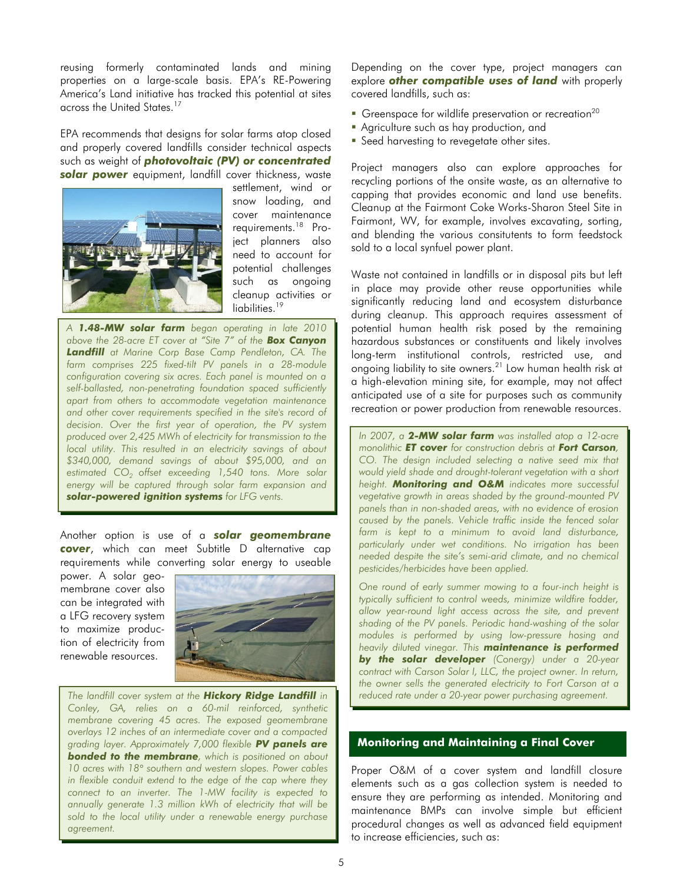reusing formerly contaminated lands and mining properties on a large-scale basis. EPA's RE-Powering America's Land initiative has tracked this potential at sites across the United States.[17]

EPA recommends that designs for solar farms atop closed and properly covered landfills consider technical aspects such as weight of ***photovoltaic (PV) or concentrated solar power*** equipment, landfill cover thickness, waste settlement, wind or snow loading, and cover maintenance requirements.[18] Project planners also need to account for potential challenges such as ongoing cleanup activities or liabilities.[19]

> *A **1.48-MW solar farm** began operating in late 2010 above the 28-acre ET cover at "Site 7" of the **Box Canyon Landfill** at Marine Corp Base Camp Pendleton, CA. The farm comprises 225 fixed-tilt PV panels in a 28-module configuration covering six acres. Each panel is mounted on a self-ballasted, non-penetrating foundation spaced sufficiently apart from others to accommodate vegetation maintenance and other cover requirements specified in the site's record of decision. Over the first year of operation, the PV system produced over 2,425 MWh of electricity for transmission to the local utility. This resulted in an electricity savings of about \$340,000, demand savings of about \$95,000, and an estimated $CO_2$ offset exceeding 1,540 tons. More solar energy will be captured through solar farm expansion and **solar-powered ignition systems** for LFG vents.*

Another option is use of a ***solar geomembrane cover***, which can meet Subtitle D alternative cap requirements while converting solar energy to useable power. A solar geomembrane cover also can be integrated with a LFG recovery system to maximize production of electricity from renewable resources.

> *The landfill cover system at the **Hickory Ridge Landfill** in Conley, GA, relies on a 60-mil reinforced, synthetic membrane covering 45 acres. The exposed geomembrane overlays 12 inches of an intermediate cover and a compacted grading layer. Approximately 7,000 flexible **PV panels are bonded to the membrane**, which is positioned on about 10 acres with 18° southern and western slopes. Power cables in flexible conduit extend to the edge of the cap where they connect to an inverter. The 1-MW facility is expected to annually generate 1.3 million kWh of electricity that will be sold to the local utility under a renewable energy purchase agreement.*

Depending on the cover type, project managers can explore ***other compatible uses of land*** with properly covered landfills, such as:

- Greenspace for wildlife preservation or recreation[20]
- Agriculture such as hay production, and
- Seed harvesting to revegetate other sites.

Project managers also can explore approaches for recycling portions of the onsite waste, as an alternative to capping that provides economic and land use benefits. Cleanup at the Fairmont Coke Works-Sharon Steel Site in Fairmont, WV, for example, involves excavating, sorting, and blending the various consitutents to form feedstock sold to a local synfuel power plant.

Waste not contained in landfills or in disposal pits but left in place may provide other reuse opportunities while significantly reducing land and ecosystem disturbance during cleanup. This approach requires assessment of potential human health risk posed by the remaining hazardous substances or constituents and likely involves long-term institutional controls, restricted use, and ongoing liability to site owners.[21] Low human health risk at a high-elevation mining site, for example, may not affect anticipated use of a site for purposes such as community recreation or power production from renewable resources.

> *In 2007, a **2-MW solar farm** was installed atop a 12-acre monolithic **ET cover** for construction debris at **Fort Carson**, CO. The design included selecting a native seed mix that would yield shade and drought-tolerant vegetation with a short height. **Monitoring and O&M** indicates more successful vegetative growth in areas shaded by the ground-mounted PV panels than in non-shaded areas, with no evidence of erosion caused by the panels. Vehicle traffic inside the fenced solar farm is kept to a minimum to avoid land disturbance, particularly under wet conditions. No irrigation has been needed despite the site's semi-arid climate, and no chemical pesticides/herbicides have been applied.*
>
> *One round of early summer mowing to a four-inch height is typically sufficient to control weeds, minimize wildfire fodder, allow year-round light access across the site, and prevent shading of the PV panels. Periodic hand-washing of the solar modules is performed by using low-pressure hosing and heavily diluted vinegar. This **maintenance is performed by the solar developer** (Conergy) under a 20-year contract with Carson Solar I, LLC, the project owner. In return, the owner sells the generated electricity to Fort Carson at a reduced rate under a 20-year power purchasing agreement.*

## Monitoring and Maintaining a Final Cover

Proper O&M of a cover system and landfill closure elements such as a gas collection system is needed to ensure they are performing as intended. Monitoring and maintenance BMPs can involve simple but efficient procedural changes as well as advanced field equipment to increase efficiencies, such as: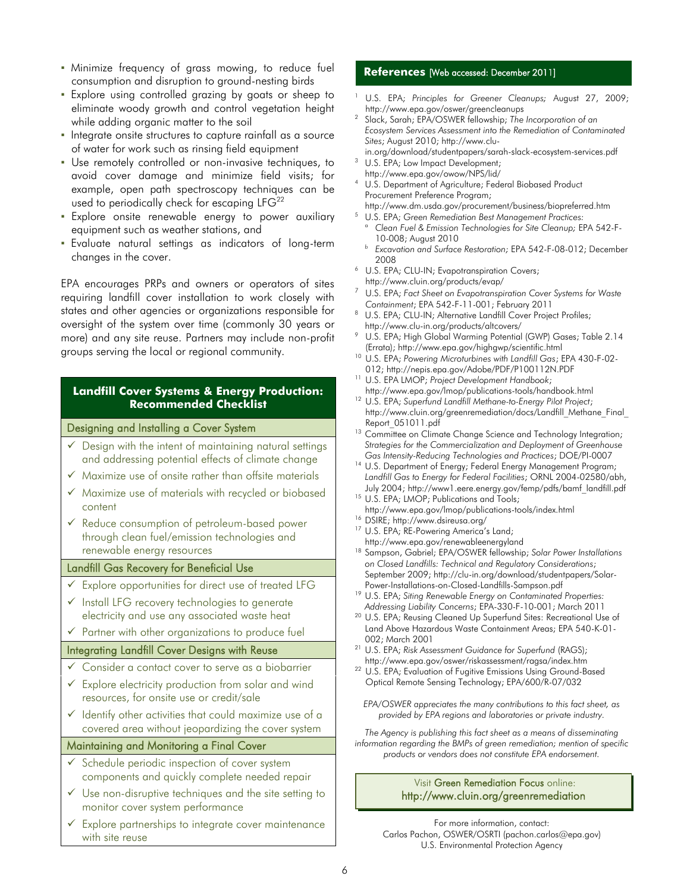- Minimize frequency of grass mowing, to reduce fuel consumption and disruption to ground-nesting birds
- Explore using controlled grazing by goats or sheep to eliminate woody growth and control vegetation height while adding organic matter to the soil
- Integrate onsite structures to capture rainfall as a source of water for work such as rinsing field equipment
- Use remotely controlled or non-invasive techniques, to avoid cover damage and minimize field visits; for example, open path spectroscopy techniques can be used to periodically check for escaping LFG[22]
- Explore onsite renewable energy to power auxiliary equipment such as weather stations, and
- Evaluate natural settings as indicators of long-term changes in the cover.

EPA encourages PRPs and owners or operators of sites requiring landfill cover installation to work closely with states and other agencies or organizations responsible for oversight of the system over time (commonly 30 years or more) and any site reuse. Partners may include non-profit groups serving the local or regional community.

## Landfill Cover Systems & Energy Production: Recommended Checklist

### Designing and Installing a Cover System

- ✓ Design with the intent of maintaining natural settings and addressing potential effects of climate change
- ✓ Maximize use of onsite rather than offsite materials
- ✓ Maximize use of materials with recycled or biobased content
- ✓ Reduce consumption of petroleum-based power through clean fuel/emission technologies and renewable energy resources

### Landfill Gas Recovery for Beneficial Use

- ✓ Explore opportunities for direct use of treated LFG
- ✓ Install LFG recovery technologies to generate electricity and use any associated waste heat
- ✓ Partner with other organizations to produce fuel

### Integrating Landfill Cover Designs with Reuse

- ✓ Consider a contact cover to serve as a biobarrier
- ✓ Explore electricity production from solar and wind resources, for onsite use or credit/sale
- ✓ Identify other activities that could maximize use of a covered area without jeopardizing the cover system

### Maintaining and Monitoring a Final Cover

- ✓ Schedule periodic inspection of cover system components and quickly complete needed repair
- ✓ Use non-disruptive techniques and the site setting to monitor cover system performance
- ✓ Explore partnerships to integrate cover maintenance with site reuse

## References [Web accessed: December 2011]

1. U.S. EPA; *Principles for Greener Cleanups;* August 27, 2009; http://www.epa.gov/oswer/greencleanups
2. Slack, Sarah; EPA/OSWER fellowship; *The Incorporation of an Ecosystem Services Assessment into the Remediation of Contaminated Sites*; August 2010; http://www.clu-in.org/download/studentpapers/sarah-slack-ecosystem-services.pdf
3. U.S. EPA; Low Impact Development; http://www.epa.gov/owow/NPS/lid/
4. U.S. Department of Agriculture; Federal Biobased Product Procurement Preference Program; http://www.dm.usda.gov/procurement/business/biopreferred.htm
5. U.S. EPA; *Green Remediation Best Management Practices:*
   - [a] *Clean Fuel & Emission Technologies for Site Cleanup;* EPA 542-F-10-008; August 2010
   - [b] *Excavation and Surface Restoration;* EPA 542-F-08-012; December 2008
6. U.S. EPA; CLU-IN; Evapotranspiration Covers; http://www.cluin.org/products/evap/
7. U.S. EPA; *Fact Sheet on Evapotranspiration Cover Systems for Waste Containment*; EPA 542-F-11-001; February 2011
8. U.S. EPA; CLU-IN; Alternative Landfill Cover Project Profiles; http://www.clu-in.org/products/altcovers/
9. U.S. EPA; High Global Warming Potential (GWP) Gases; Table 2.14 (Errata); http://www.epa.gov/highgwp/scientific.html
10. U.S. EPA; *Powering Microturbines with Landfill Gas*; EPA 430-F-02-012; http://nepis.epa.gov/Adobe/PDF/P100112N.PDF
11. U.S. EPA LMOP; *Project Development Handbook*; http://www.epa.gov/lmop/publications-tools/handbook.html
12. U.S. EPA; *Superfund Landfill Methane-to-Energy Pilot Project*; http://www.cluin.org/greenremediation/docs/Landfill_Methane_Final_Report_051011.pdf
13. Committee on Climate Change Science and Technology Integration; *Strategies for the Commercialization and Deployment of Greenhouse Gas Intensity-Reducing Technologies and Practices*; DOE/PI-0007
14. U.S. Department of Energy; Federal Energy Management Program; *Landfill Gas to Energy for Federal Facilities*; ORNL 2004-02580/abh, July 2004; http://www1.eere.energy.gov/femp/pdfs/bamf_landfill.pdf
15. U.S. EPA; LMOP; Publications and Tools; http://www.epa.gov/lmop/publications-tools/index.html
16. DSIRE; http://www.dsireusa.org/
17. U.S. EPA; RE-Powering America's Land; http://www.epa.gov/renewableenergyland
18. Sampson, Gabriel; EPA/OSWER fellowship; *Solar Power Installations on Closed Landfills: Technical and Regulatory Considerations*; September 2009; http://clu-in.org/download/studentpapers/Solar-Power-Installations-on-Closed-Landfills-Sampson.pdf
19. U.S. EPA; *Siting Renewable Energy on Contaminated Properties: Addressing Liability Concerns*; EPA-330-F-10-001; March 2011
20. U.S. EPA; Reusing Cleaned Up Superfund Sites: Recreational Use of Land Above Hazardous Waste Containment Areas; EPA 540-K-01-002; March 2001
21. U.S. EPA; *Risk Assessment Guidance for Superfund* (RAGS); http://www.epa.gov/oswer/riskassessment/ragsa/index.htm
22. U.S. EPA; Evaluation of Fugitive Emissions Using Ground-Based Optical Remote Sensing Technology; EPA/600/R-07/032

*EPA/OSWER appreciates the many contributions to this fact sheet, as provided by EPA regions and laboratories or private industry.*

*The Agency is publishing this fact sheet as a means of disseminating information regarding the BMPs of green remediation; mention of specific products or vendors does not constitute EPA endorsement.*

Visit Green Remediation Focus online:
http://www.cluin.org/greenremediation

For more information, contact:
Carlos Pachon, OSWER/OSRTI (pachon.carlos@epa.gov)
U.S. Environmental Protection Agency